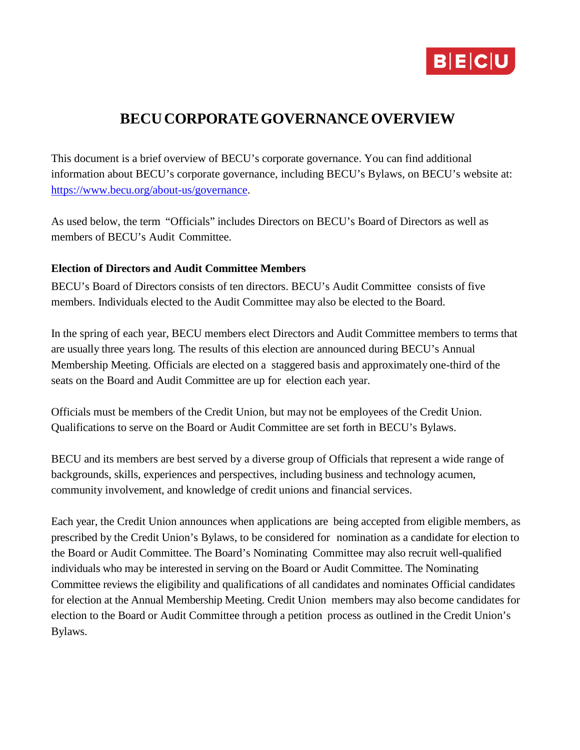# BECU CORPORATE GOVERNANCE OVERVIEW

This document is a brief overview of BECU's corporate governance. You can find additional information about BECU's corporate governance, including BECU's Bylaws, on BECU's website at: [https://www.becu.org/about-us/governance](https://www.becu.org/about-us/governance).

As used below, the term "Officials" includes Directors on BECU's Board of Directors as well as members of BECU's Audit Committee.

**Election of Directors and Audit Committee Members**

BECU's Board of Directors consists of ten directors. BECU's Audit Committee consists of five members. Individuals elected to the Audit Committee may also be elected to the Board.

In the spring of each year, BECU members elect Directors and Audit Committee members to terms that are usually three years long. The results of this election are announced during BECU's Annual Membership Meeting. Officials are elected on a staggered basis and approximately one-third of the seats on the Board and Audit Committee are up for election each year.

Officials must be members of the Credit Union, but may not be employees of the Credit Union. Qualifications to serve on the Board or Audit Committee are set forth in BECU's Bylaws.

BECU and its members are best served by a diverse group of Officials that represent a wide range of backgrounds, skills, experiences and perspectives, including business and technology acumen, community involvement, and knowledge of credit unions and financial services.

Each year, the Credit Union announces when applications are being accepted from eligible members, as prescribed by the Credit Union's Bylaws, to be considered for nomination as a candidate for election to the Board or Audit Committee. The Board's Nominating Committee may also recruit well-qualified individuals who may be interested in serving on the Board or Audit Committee. The Nominating Committee reviews the eligibility and qualifications of all candidates and nominates Official candidates for election at the Annual Membership Meeting. Credit Union members may also become candidates for election to the Board or Audit Committee through a petition process as outlined in the Credit Union's Bylaws.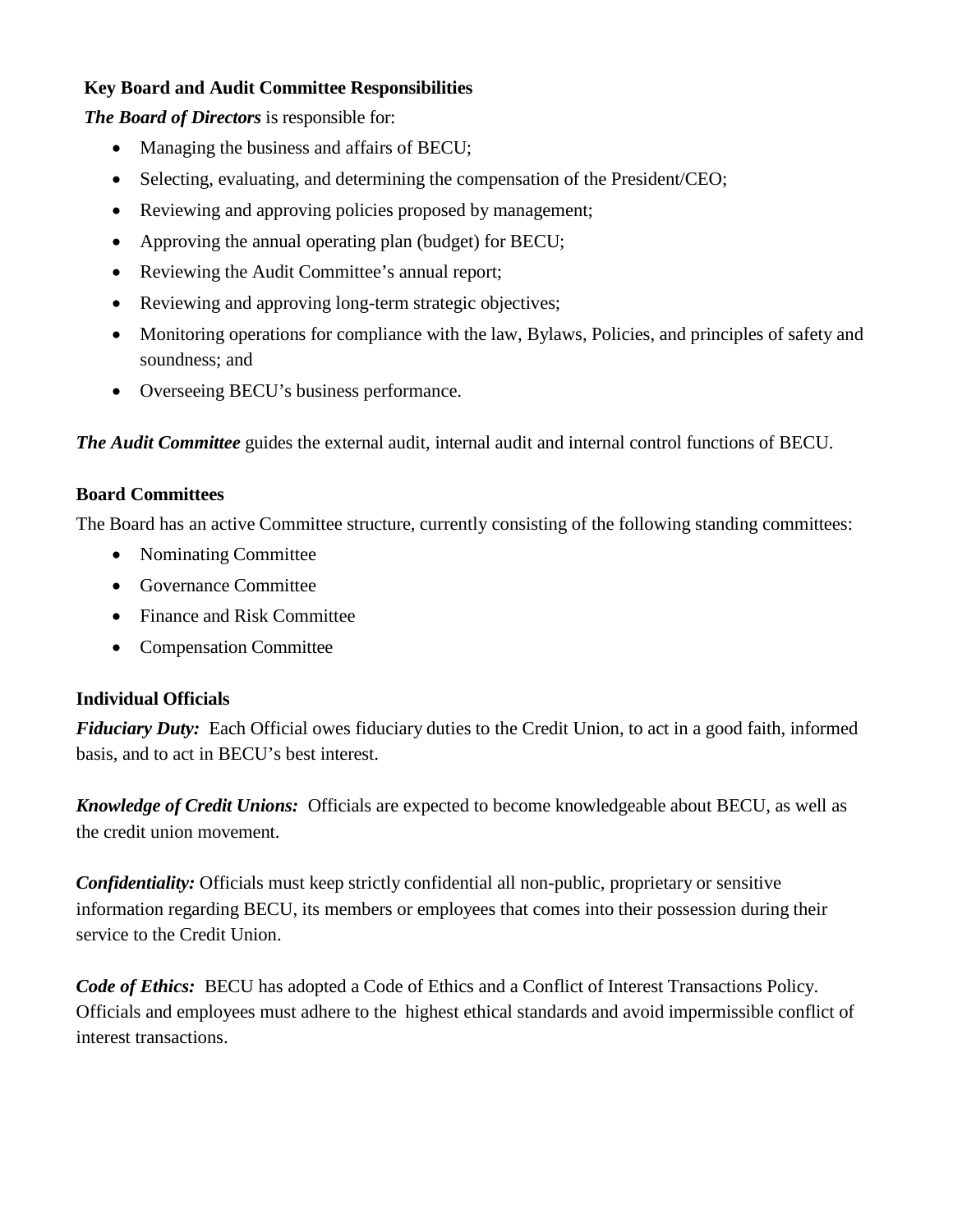## Key Board and Audit Committee Responsibilities

***The Board of Directors*** is responsible for:

- Managing the business and affairs of BECU;
- Selecting, evaluating, and determining the compensation of the President/CEO;
- Reviewing and approving policies proposed by management;
- Approving the annual operating plan (budget) for BECU;
- Reviewing the Audit Committee's annual report;
- Reviewing and approving long-term strategic objectives;
- Monitoring operations for compliance with the law, Bylaws, Policies, and principles of safety and soundness; and
- Overseeing BECU's business performance.

***The Audit Committee*** guides the external audit, internal audit and internal control functions of BECU.

## Board Committees

The Board has an active Committee structure, currently consisting of the following standing committees:

- Nominating Committee
- Governance Committee
- Finance and Risk Committee
- Compensation Committee

## Individual Officials

***Fiduciary Duty:*** Each Official owes fiduciary duties to the Credit Union, to act in a good faith, informed basis, and to act in BECU's best interest.

***Knowledge of Credit Unions:*** Officials are expected to become knowledgeable about BECU, as well as the credit union movement.

***Confidentiality:*** Officials must keep strictly confidential all non-public, proprietary or sensitive information regarding BECU, its members or employees that comes into their possession during their service to the Credit Union.

***Code of Ethics:*** BECU has adopted a Code of Ethics and a Conflict of Interest Transactions Policy. Officials and employees must adhere to the highest ethical standards and avoid impermissible conflict of interest transactions.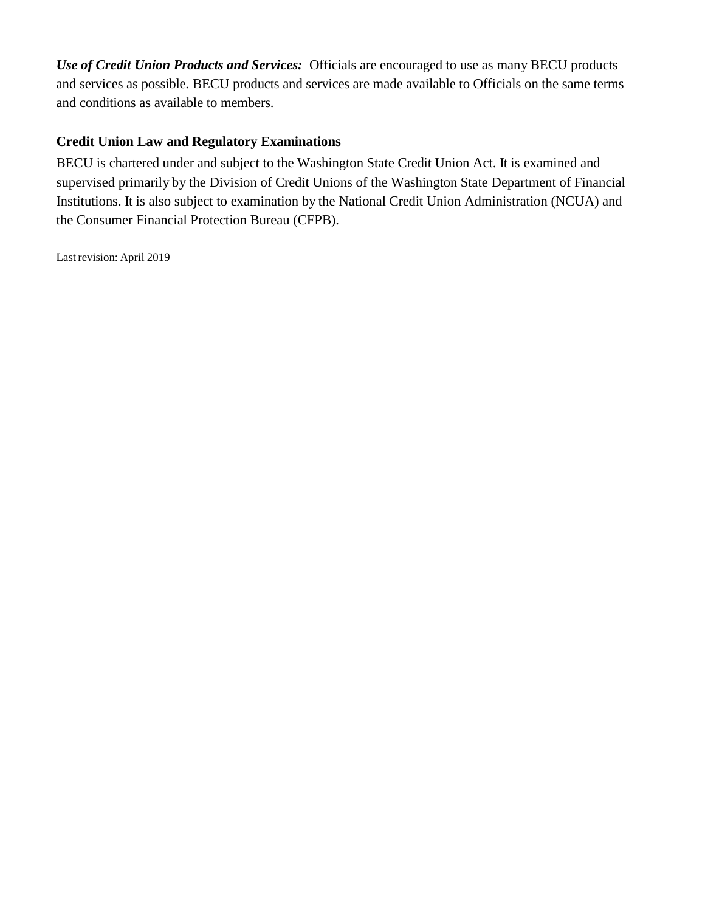***Use of Credit Union Products and Services:*** Officials are encouraged to use as many BECU products and services as possible. BECU products and services are made available to Officials on the same terms and conditions as available to members.

**Credit Union Law and Regulatory Examinations**

BECU is chartered under and subject to the Washington State Credit Union Act. It is examined and supervised primarily by the Division of Credit Unions of the Washington State Department of Financial Institutions. It is also subject to examination by the National Credit Union Administration (NCUA) and the Consumer Financial Protection Bureau (CFPB).

Last revision: April 2019